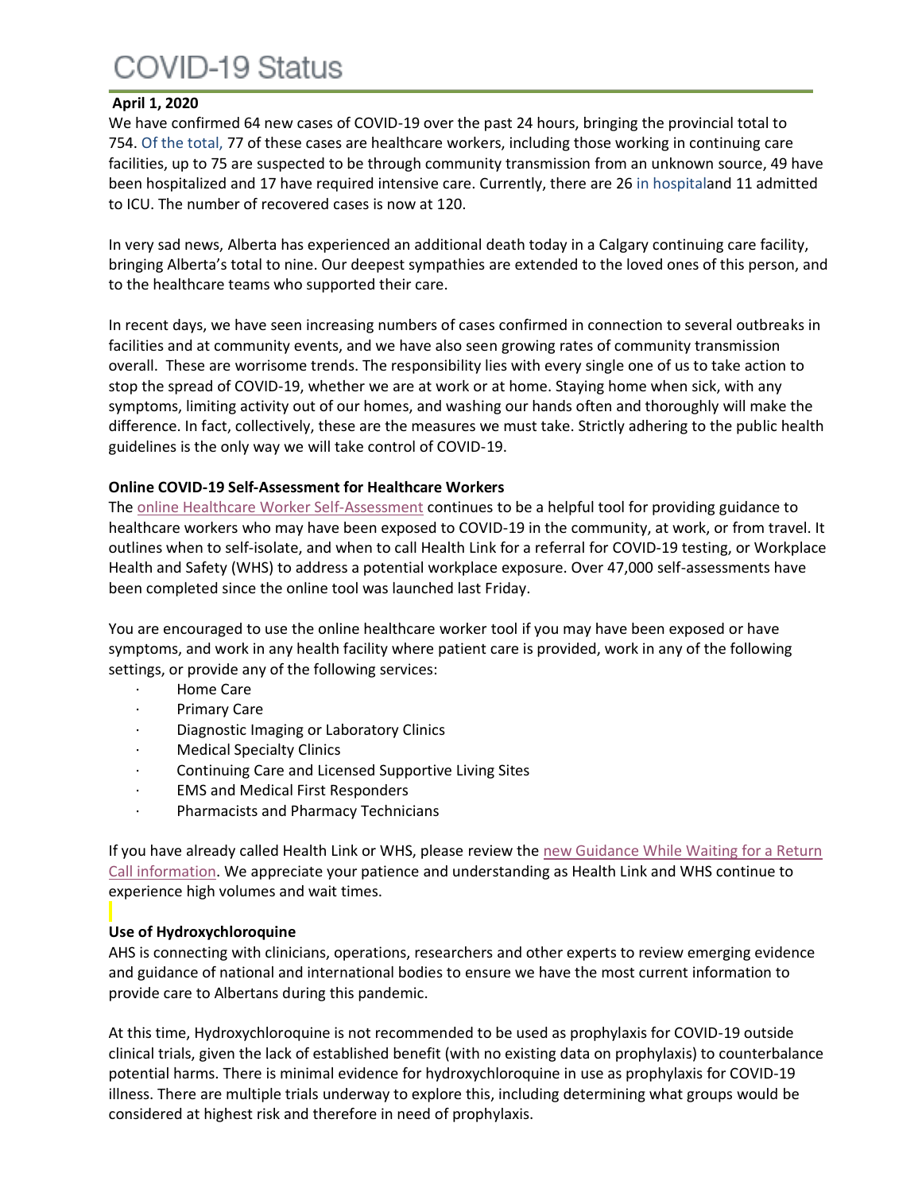# COVID-19 Status

**April 1, 2020**

We have confirmed 64 new cases of COVID-19 over the past 24 hours, bringing the provincial total to 754. Of the total, 77 of these cases are healthcare workers, including those working in continuing care facilities, up to 75 are suspected to be through community transmission from an unknown source, 49 have been hospitalized and 17 have required intensive care. Currently, there are 26 in hospitaland 11 admitted to ICU. The number of recovered cases is now at 120.

In very sad news, Alberta has experienced an additional death today in a Calgary continuing care facility, bringing Alberta's total to nine. Our deepest sympathies are extended to the loved ones of this person, and to the healthcare teams who supported their care.

In recent days, we have seen increasing numbers of cases confirmed in connection to several outbreaks in facilities and at community events, and we have also seen growing rates of community transmission overall. These are worrisome trends. The responsibility lies with every single one of us to take action to stop the spread of COVID-19, whether we are at work or at home. Staying home when sick, with any symptoms, limiting activity out of our homes, and washing our hands often and thoroughly will make the difference. In fact, collectively, these are the measures we must take. Strictly adhering to the public health guidelines is the only way we will take control of COVID-19.

**Online COVID-19 Self-Assessment for Healthcare Workers**

The online Healthcare Worker Self-Assessment continues to be a helpful tool for providing guidance to healthcare workers who may have been exposed to COVID-19 in the community, at work, or from travel. It outlines when to self-isolate, and when to call Health Link for a referral for COVID-19 testing, or Workplace Health and Safety (WHS) to address a potential workplace exposure. Over 47,000 self-assessments have been completed since the online tool was launched last Friday.

You are encouraged to use the online healthcare worker tool if you may have been exposed or have symptoms, and work in any health facility where patient care is provided, work in any of the following settings, or provide any of the following services:

- Home Care
- Primary Care
- Diagnostic Imaging or Laboratory Clinics
- Medical Specialty Clinics
- Continuing Care and Licensed Supportive Living Sites
- EMS and Medical First Responders
- Pharmacists and Pharmacy Technicians

If you have already called Health Link or WHS, please review the new Guidance While Waiting for a Return Call information. We appreciate your patience and understanding as Health Link and WHS continue to experience high volumes and wait times.

**Use of Hydroxychloroquine**

AHS is connecting with clinicians, operations, researchers and other experts to review emerging evidence and guidance of national and international bodies to ensure we have the most current information to provide care to Albertans during this pandemic.

At this time, Hydroxychloroquine is not recommended to be used as prophylaxis for COVID-19 outside clinical trials, given the lack of established benefit (with no existing data on prophylaxis) to counterbalance potential harms. There is minimal evidence for hydroxychloroquine in use as prophylaxis for COVID-19 illness. There are multiple trials underway to explore this, including determining what groups would be considered at highest risk and therefore in need of prophylaxis.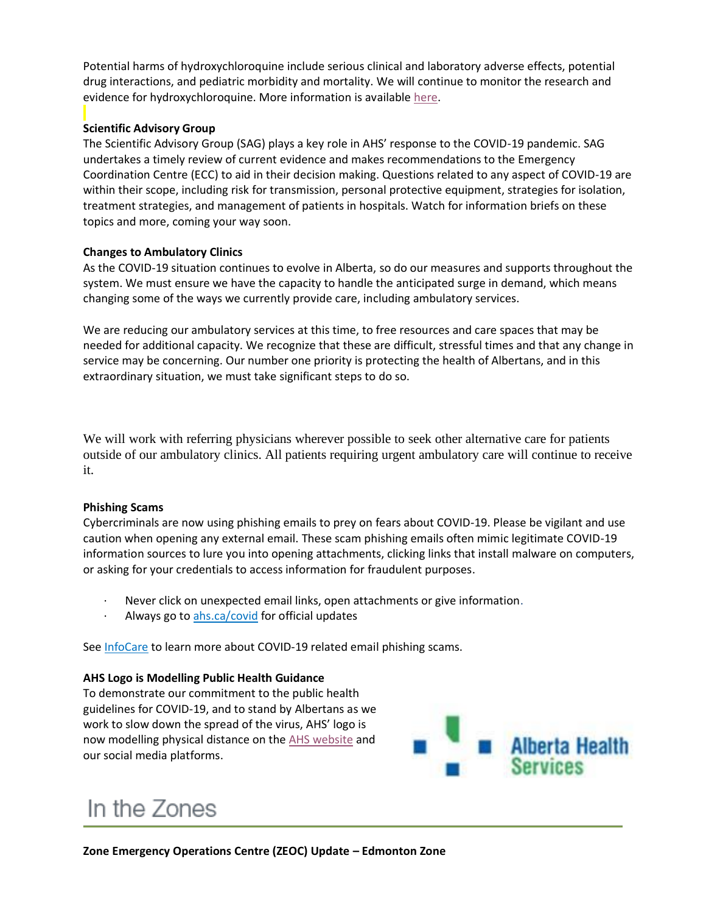Potential harms of hydroxychloroquine include serious clinical and laboratory adverse effects, potential drug interactions, and pediatric morbidity and mortality. We will continue to monitor the research and evidence for hydroxychloroquine. More information is available here.

**Scientific Advisory Group**

The Scientific Advisory Group (SAG) plays a key role in AHS' response to the COVID-19 pandemic. SAG undertakes a timely review of current evidence and makes recommendations to the Emergency Coordination Centre (ECC) to aid in their decision making. Questions related to any aspect of COVID-19 are within their scope, including risk for transmission, personal protective equipment, strategies for isolation, treatment strategies, and management of patients in hospitals. Watch for information briefs on these topics and more, coming your way soon.

**Changes to Ambulatory Clinics**

As the COVID-19 situation continues to evolve in Alberta, so do our measures and supports throughout the system. We must ensure we have the capacity to handle the anticipated surge in demand, which means changing some of the ways we currently provide care, including ambulatory services.

We are reducing our ambulatory services at this time, to free resources and care spaces that may be needed for additional capacity. We recognize that these are difficult, stressful times and that any change in service may be concerning. Our number one priority is protecting the health of Albertans, and in this extraordinary situation, we must take significant steps to do so.

We will work with referring physicians wherever possible to seek other alternative care for patients outside of our ambulatory clinics. All patients requiring urgent ambulatory care will continue to receive it.

**Phishing Scams**

Cybercriminals are now using phishing emails to prey on fears about COVID-19. Please be vigilant and use caution when opening any external email. These scam phishing emails often mimic legitimate COVID-19 information sources to lure you into opening attachments, clicking links that install malware on computers, or asking for your credentials to access information for fraudulent purposes.

- Never click on unexpected email links, open attachments or give information.
- Always go to ahs.ca/covid for official updates

See InfoCare to learn more about COVID-19 related email phishing scams.

**AHS Logo is Modelling Public Health Guidance**

To demonstrate our commitment to the public health guidelines for COVID-19, and to stand by Albertans as we work to slow down the spread of the virus, AHS' logo is now modelling physical distance on the AHS website and our social media platforms.

Alberta Health Services

# In the Zones

**Zone Emergency Operations Centre (ZEOC) Update – Edmonton Zone**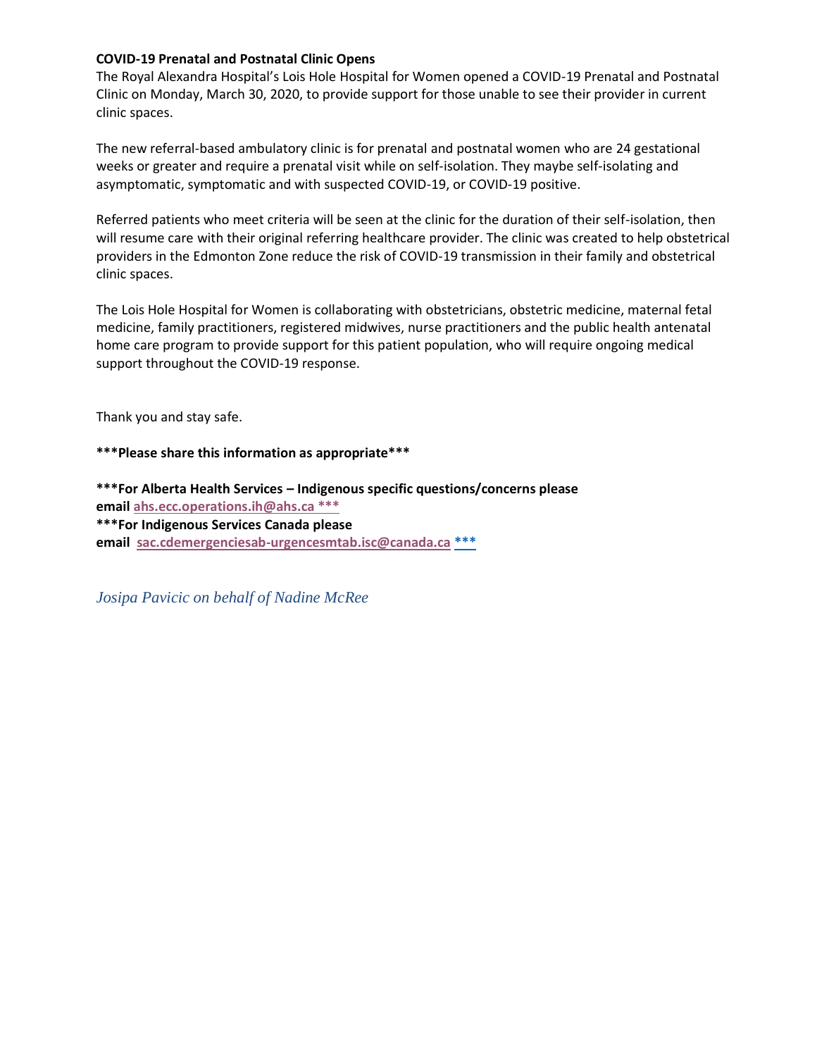**COVID-19 Prenatal and Postnatal Clinic Opens**

The Royal Alexandra Hospital's Lois Hole Hospital for Women opened a COVID-19 Prenatal and Postnatal Clinic on Monday, March 30, 2020, to provide support for those unable to see their provider in current clinic spaces.

The new referral-based ambulatory clinic is for prenatal and postnatal women who are 24 gestational weeks or greater and require a prenatal visit while on self-isolation. They maybe self-isolating and asymptomatic, symptomatic and with suspected COVID-19, or COVID-19 positive.

Referred patients who meet criteria will be seen at the clinic for the duration of their self-isolation, then will resume care with their original referring healthcare provider. The clinic was created to help obstetrical providers in the Edmonton Zone reduce the risk of COVID-19 transmission in their family and obstetrical clinic spaces.

The Lois Hole Hospital for Women is collaborating with obstetricians, obstetric medicine, maternal fetal medicine, family practitioners, registered midwives, nurse practitioners and the public health antenatal home care program to provide support for this patient population, who will require ongoing medical support throughout the COVID-19 response.

Thank you and stay safe.

**\*\*\*Please share this information as appropriate\*\*\***

**\*\*\*For Alberta Health Services – Indigenous specific questions/concerns please email ahs.ecc.operations.ih@ahs.ca \*\*\***
**\*\*\*For Indigenous Services Canada please email sac.cdemergenciesab-urgencesmtab.isc@canada.ca \*\*\***

*Josipa Pavicic on behalf of Nadine McRee*